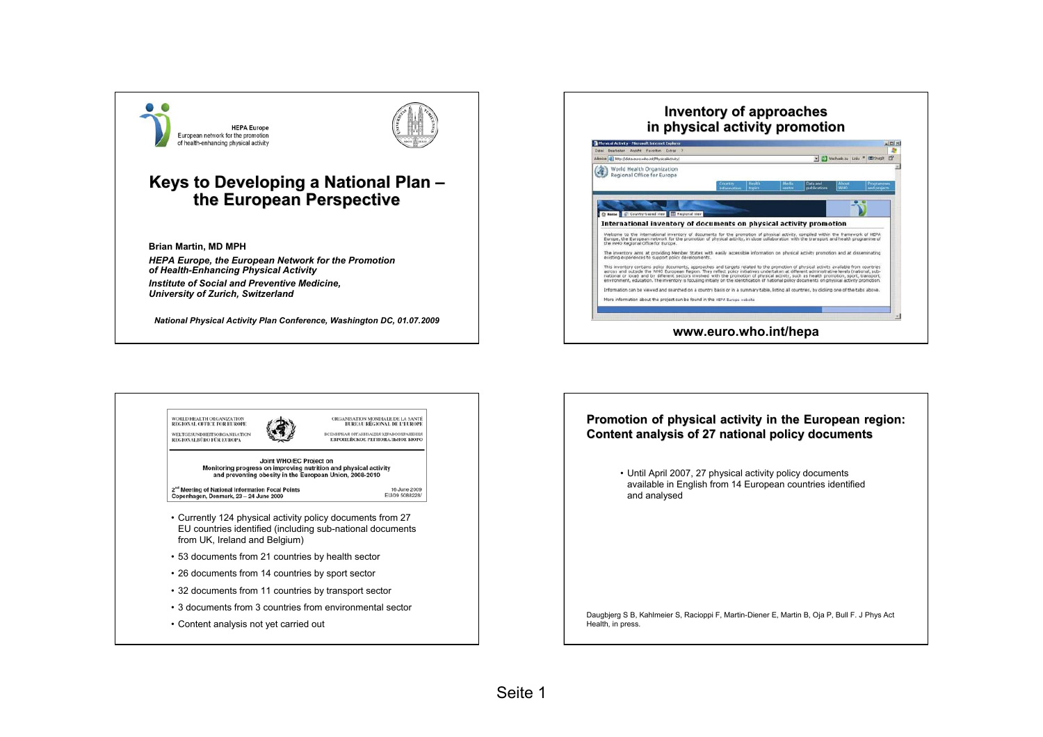HEPA Europe
European network for the promotion of health-enhancing physical activity

# Keys to Developing a National Plan – the European Perspective

**Brian Martin, MD MPH**

***HEPA Europe, the European Network for the Promotion of Health-Enhancing Physical Activity***

***Institute of Social and Preventive Medicine, University of Zurich, Switzerland***

***National Physical Activity Plan Conference, Washington DC, 01.07.2009***

---

## Inventory of approaches in physical activity promotion

**International inventory of documents on physical activity promotion**

Welcome to the international inventory of documents for the promotion of physical activity, compiled within the framework of HEPA Europe, the European network for the promotion of physical activity, in close collaboration with the transport and health programme of the WHO Regional Office for Europe.

The inventory aims at providing Member States with easily accessible information on physical activity promotion and at disseminating existing experiences to support policy developments.

This inventory contains policy documents, approaches and targets related to the promotion of physical activity available from countries across and outside the WHO European Region. They reflect policy initiatives undertaken at different administrative levels (national, sub-national or local) and by different sectors involved with the promotion of physical activity, such as health promotion, sport, transport, environment, education. The inventory is focusing initially on the identification of national policy documents on physical activity promotion.

Information can be viewed and searched on a country basis or in a summary table, listing all countries, by clicking one of the tabs above.

More information about the project can be found in the HEPA Europe website

**www.euro.who.int/hepa**

---

WORLD HEALTH ORGANIZATION
REGIONAL OFFICE FOR EUROPE

WELTGESUNDHEITSORGANISATION
REGIONALBÜRO FÜR EUROPA

ORGANISATION MONDIALE DE LA SANTÉ
BUREAU RÉGIONAL DE L'EUROPE

ВСЕМИРНАЯ ОРГАНИЗАЦИЯ ЗДРАВООХРАНЕНИЯ
ЕВРОПЕЙСКОЕ РЕГИОНАЛЬНОЕ БЮРО

Joint WHO/EC Project on
Monitoring progress on improving nutrition and physical activity and preventing obesity in the European Union, 2008-2010

2nd Meeting of National Information Focal Points
Copenhagen, Denmark, 23 – 24 June 2009

16 June 2009
EUI09 5088228/

- Currently 124 physical activity policy documents from 27 EU countries identified (including sub-national documents from UK, Ireland and Belgium)
- 53 documents from 21 countries by health sector
- 26 documents from 14 countries by sport sector
- 32 documents from 11 countries by transport sector
- 3 documents from 3 countries from environmental sector
- Content analysis not yet carried out

---

## Promotion of physical activity in the European region: Content analysis of 27 national policy documents

- Until April 2007, 27 physical activity policy documents available in English from 14 European countries identified and analysed

Daugbjerg S B, Kahlmeier S, Racioppi F, Martin-Diener E, Martin B, Oja P, Bull F. J Phys Act Health, in press.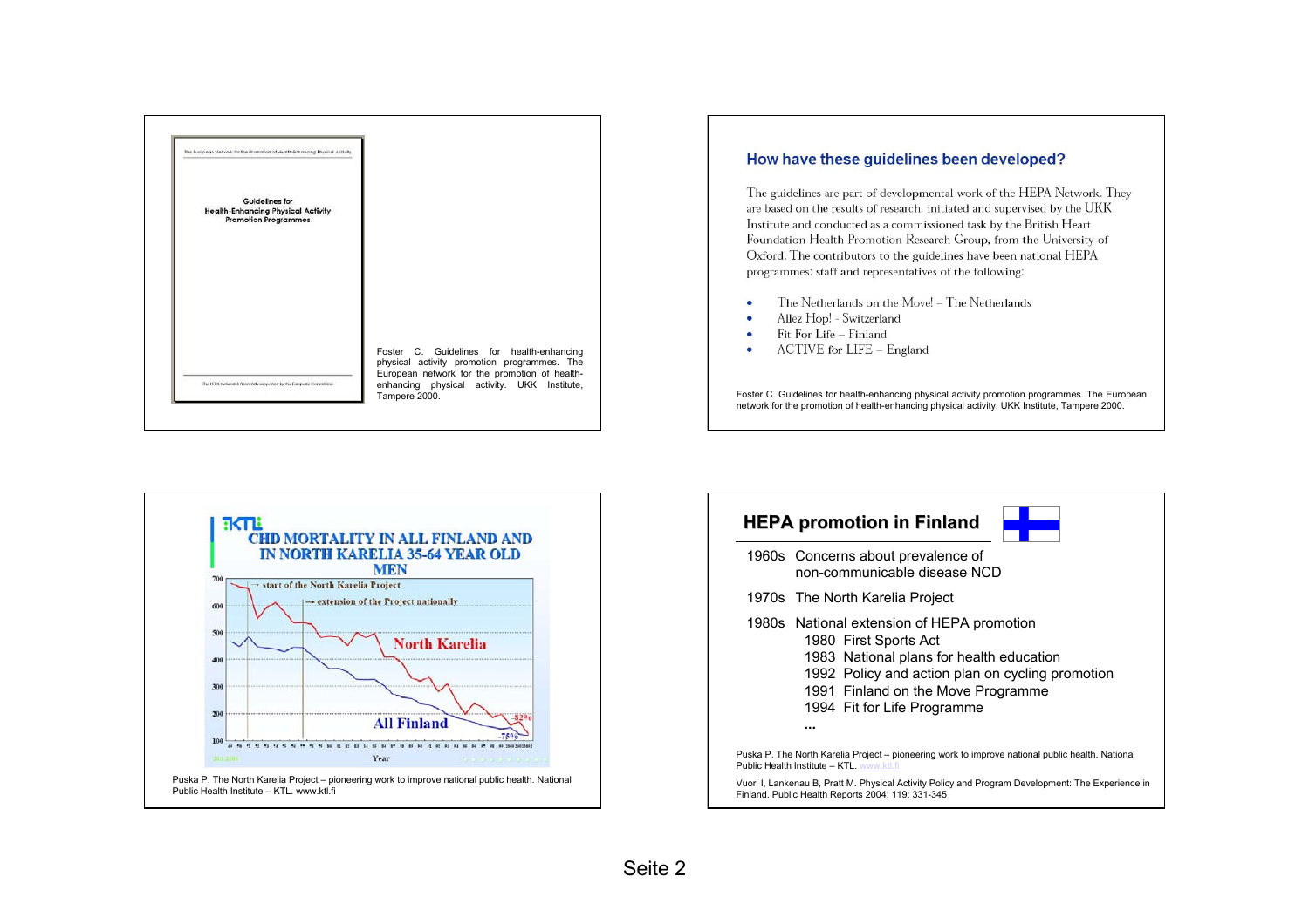Guidelines for Health-Enhancing Physical Activity Promotion Programmes

Foster C. Guidelines for health-enhancing physical activity promotion programmes. The European network for the promotion of health-enhancing physical activity. UKK Institute, Tampere 2000.

## How have these guidelines been developed?

The guidelines are part of developmental work of the HEPA Network. They are based on the results of research, initiated and supervised by the UKK Institute and conducted as a commissioned task by the British Heart Foundation Health Promotion Research Group, from the University of Oxford. The contributors to the guidelines have been national HEPA programmes: staff and representatives of the following:

- The Netherlands on the Move! – The Netherlands
- Allez Hop! - Switzerland
- Fit For Life – Finland
- ACTIVE for LIFE – England

Foster C. Guidelines for health-enhancing physical activity promotion programmes. The European network for the promotion of health-enhancing physical activity. UKK Institute, Tampere 2000.

## CHD MORTALITY IN ALL FINLAND AND IN NORTH KARELIA 35-64 YEAR OLD MEN

Puska P. The North Karelia Project – pioneering work to improve national public health. National Public Health Institute – KTL. www.ktl.fi

## HEPA promotion in Finland

1960s Concerns about prevalence of non-communicable disease NCD

1970s The North Karelia Project

1980s National extension of HEPA promotion
- 1980 First Sports Act
- 1983 National plans for health education
- 1992 Policy and action plan on cycling promotion
- 1991 Finland on the Move Programme
- 1994 Fit for Life Programme
- ...

Puska P. The North Karelia Project – pioneering work to improve national public health. National Public Health Institute – KTL. www.ktl.fi

Vuori I, Lankenau B, Pratt M. Physical Activity Policy and Program Development: The Experience in Finland. Public Health Reports 2004; 119: 331-345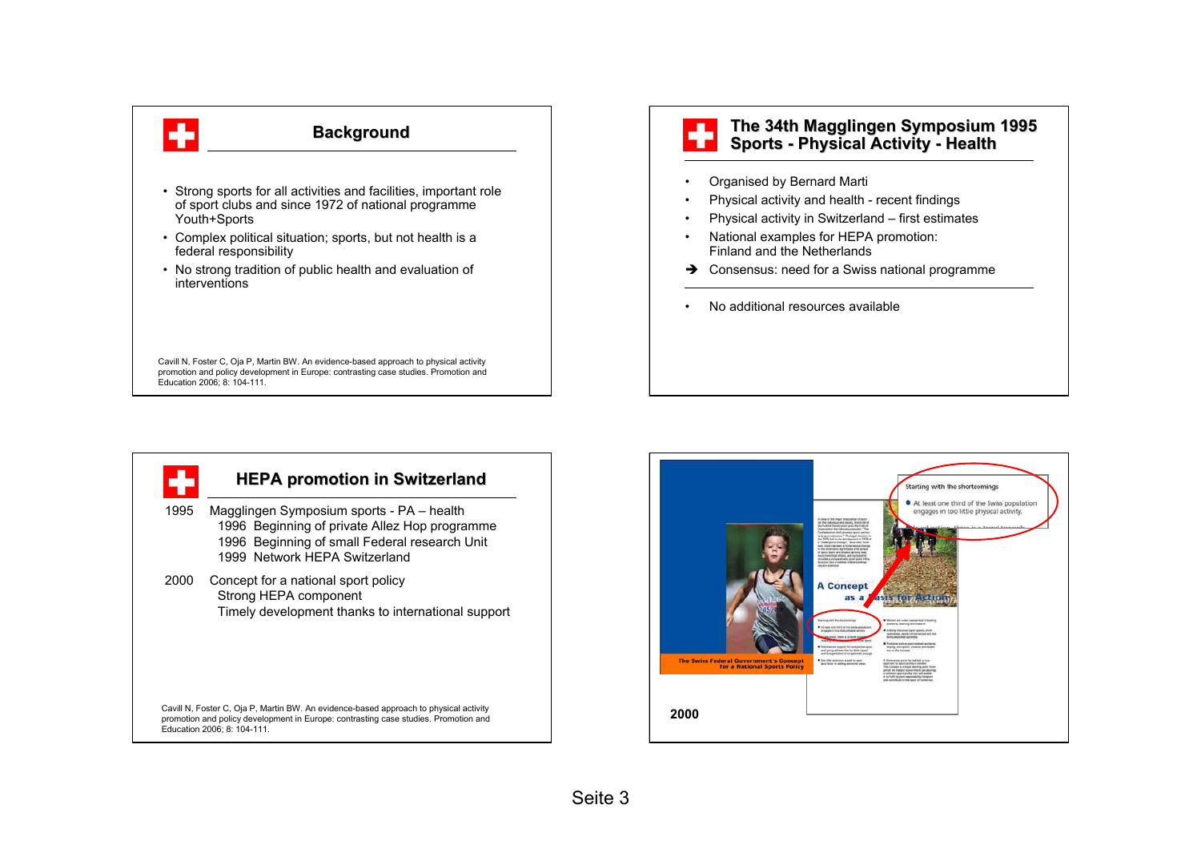## Background

- Strong sports for all activities and facilities, important role of sport clubs and since 1972 of national programme Youth+Sports
- Complex political situation; sports, but not health is a federal responsibility
- No strong tradition of public health and evaluation of interventions

Cavill N, Foster C, Oja P, Martin BW. An evidence-based approach to physical activity promotion and policy development in Europe: contrasting case studies. Promotion and Education 2006; 8: 104-111.

## The 34th Magglingen Symposium 1995 Sports - Physical Activity - Health

- Organised by Bernard Marti
- Physical activity and health - recent findings
- Physical activity in Switzerland – first estimates
- National examples for HEPA promotion: Finland and the Netherlands

➔ Consensus: need for a Swiss national programme

- No additional resources available

## HEPA promotion in Switzerland

1995 Magglingen Symposium sports - PA – health
- 1996 Beginning of private Allez Hop programme
- 1996 Beginning of small Federal research Unit
- 1999 Network HEPA Switzerland

2000 Concept for a national sport policy
- Strong HEPA component
- Timely development thanks to international support

Cavill N, Foster C, Oja P, Martin BW. An evidence-based approach to physical activity promotion and policy development in Europe: contrasting case studies. Promotion and Education 2006; 8: 104-111.

The Swiss Federal Government's Concept for a National Sports Policy

A Concept as a basis for Action

Starting with the shortcomings

- At least one third of the Swiss population engages in too little physical activity.

2000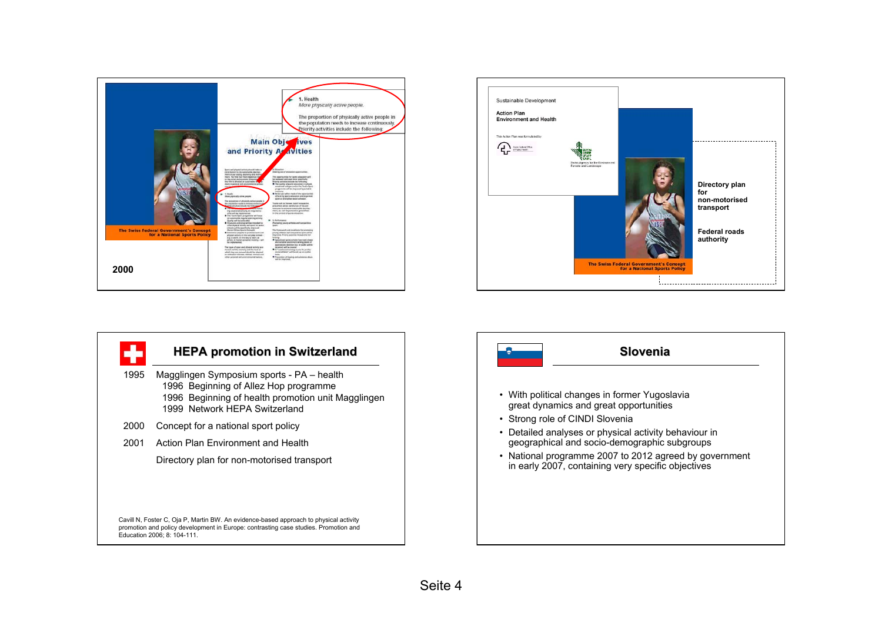1\. Health

*More physically active people.*

The proportion of physically active people in the population needs to increase continuously. Priority activities include the following:

Main Objectives and Priority Activities

The Swiss Federal Government's Concept for a National Sports Policy

2000

Sustainable Development

Action Plan
Environment and Health

Directory plan for non-motorised transport

Federal roads authority

The Swiss Federal Government's Concept for a National Sports Policy

## HEPA promotion in Switzerland

1995 Magglingen Symposium sports - PA – health
- 1996 Beginning of Allez Hop programme
- 1996 Beginning of health promotion unit Magglingen
- 1999 Network HEPA Switzerland

2000 Concept for a national sport policy

2001 Action Plan Environment and Health

Directory plan for non-motorised transport

Cavill N, Foster C, Oja P, Martin BW. An evidence-based approach to physical activity promotion and policy development in Europe: contrasting case studies. Promotion and Education 2006; 8: 104-111.

## Slovenia

- With political changes in former Yugoslavia great dynamics and great opportunities
- Strong role of CINDI Slovenia
- Detailed analyses or physical activity behaviour in geographical and socio-demographic subgroups
- National programme 2007 to 2012 agreed by government in early 2007, containing very specific objectives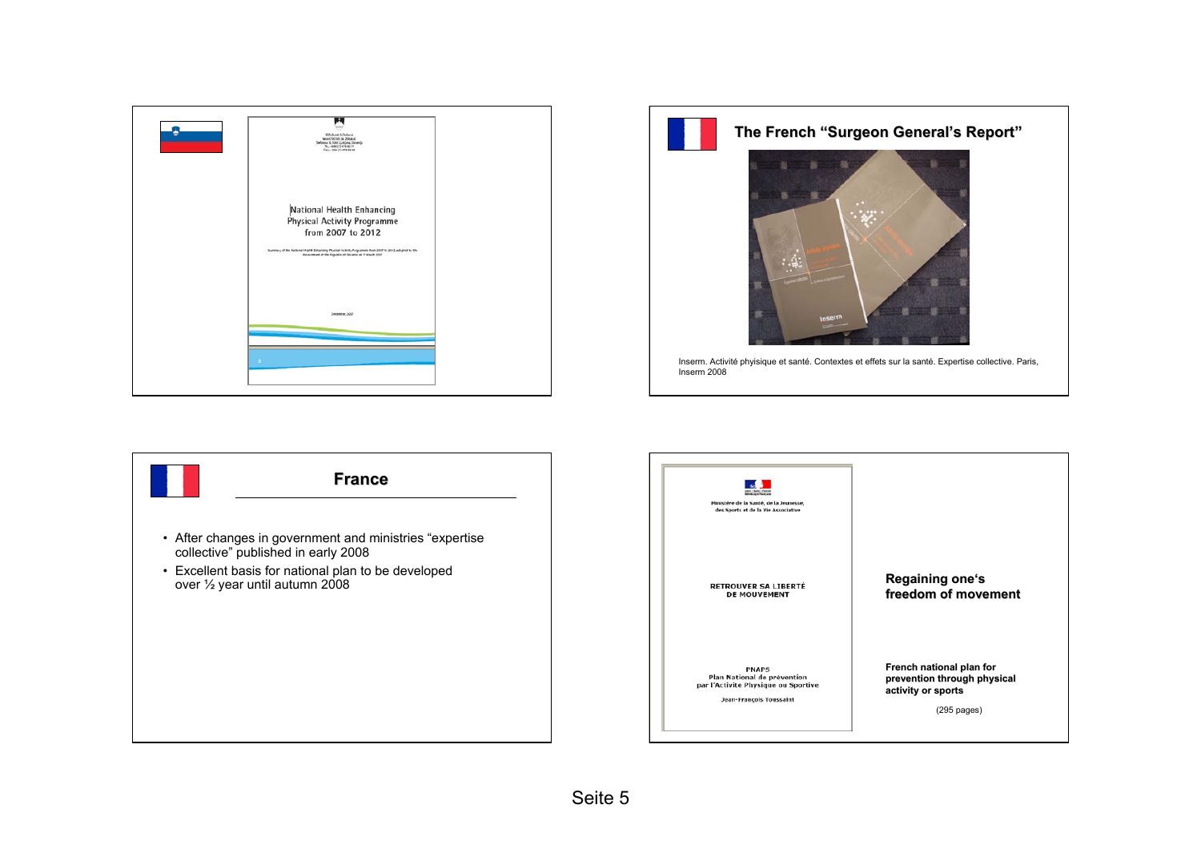National Health Enhancing Physical Activity Programme from 2007 to 2012

## The French "Surgeon General's Report"

Inserm. Activité physique et santé. Contextes et effets sur la santé. Expertise collective. Paris, Inserm 2008

## France

- After changes in government and ministries "expertise collective" published in early 2008
- Excellent basis for national plan to be developed over ½ year until autumn 2008

Ministère de la Santé, de la Jeunesse, des Sports et de la Vie Associative

RETROUVER SA LIBERTÉ DE MOUVEMENT

PNAPS
Plan National de prévention par l'Activité Physique ou Sportive

Jean-François Toussaint

**Regaining one's freedom of movement**

**French national plan for prevention through physical activity or sports**

(295 pages)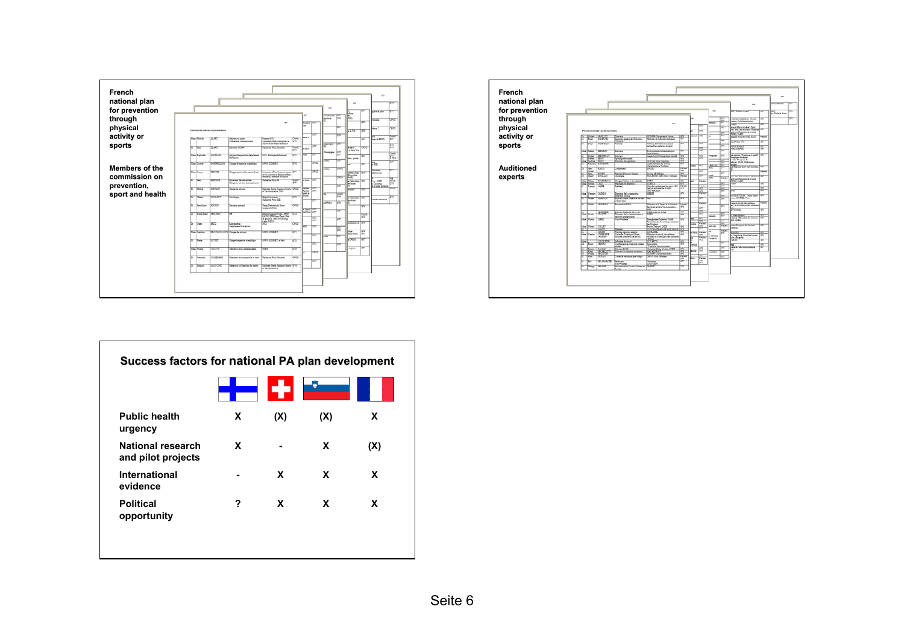French national plan for prevention through physical activity or sports

Members of the commission on prevention, sport and health

French national plan for prevention through physical activity or sports

Auditioned experts

## Success factors for national PA plan development

| | Finland | Switzerland | Slovenia | France |
|---|---|---|---|---|
| Public health urgency | X | (X) | (X) | X |
| National research and pilot projects | X | - | X | (X) |
| International evidence | - | X | X | X |
| Political opportunity | ? | X | X | X |